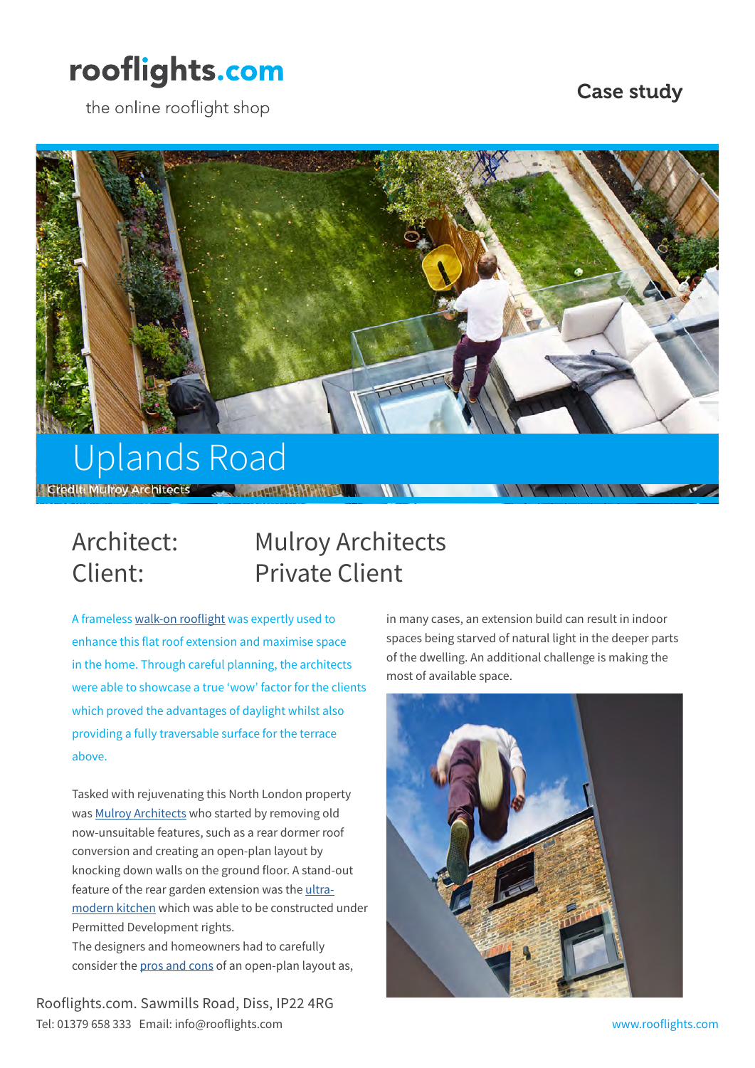rooflights.com

the online rooflight shop

Case study

# Uplands Road

Credit: Mulroy Architects

Architect: Mulroy Architects
Client: Private Client

A frameless walk-on rooflight was expertly used to enhance this flat roof extension and maximise space in the home. Through careful planning, the architects were able to showcase a true 'wow' factor for the clients which proved the advantages of daylight whilst also providing a fully traversable surface for the terrace above.

Tasked with rejuvenating this North London property was Mulroy Architects who started by removing old now-unsuitable features, such as a rear dormer roof conversion and creating an open-plan layout by knocking down walls on the ground floor. A stand-out feature of the rear garden extension was the ultra-modern kitchen which was able to be constructed under Permitted Development rights.
The designers and homeowners had to carefully consider the pros and cons of an open-plan layout as, in many cases, an extension build can result in indoor spaces being starved of natural light in the deeper parts of the dwelling. An additional challenge is making the most of available space.

Rooflights.com. Sawmills Road, Diss, IP22 4RG
Tel: 01379 658 333 Email: info@rooflights.com

www.rooflights.com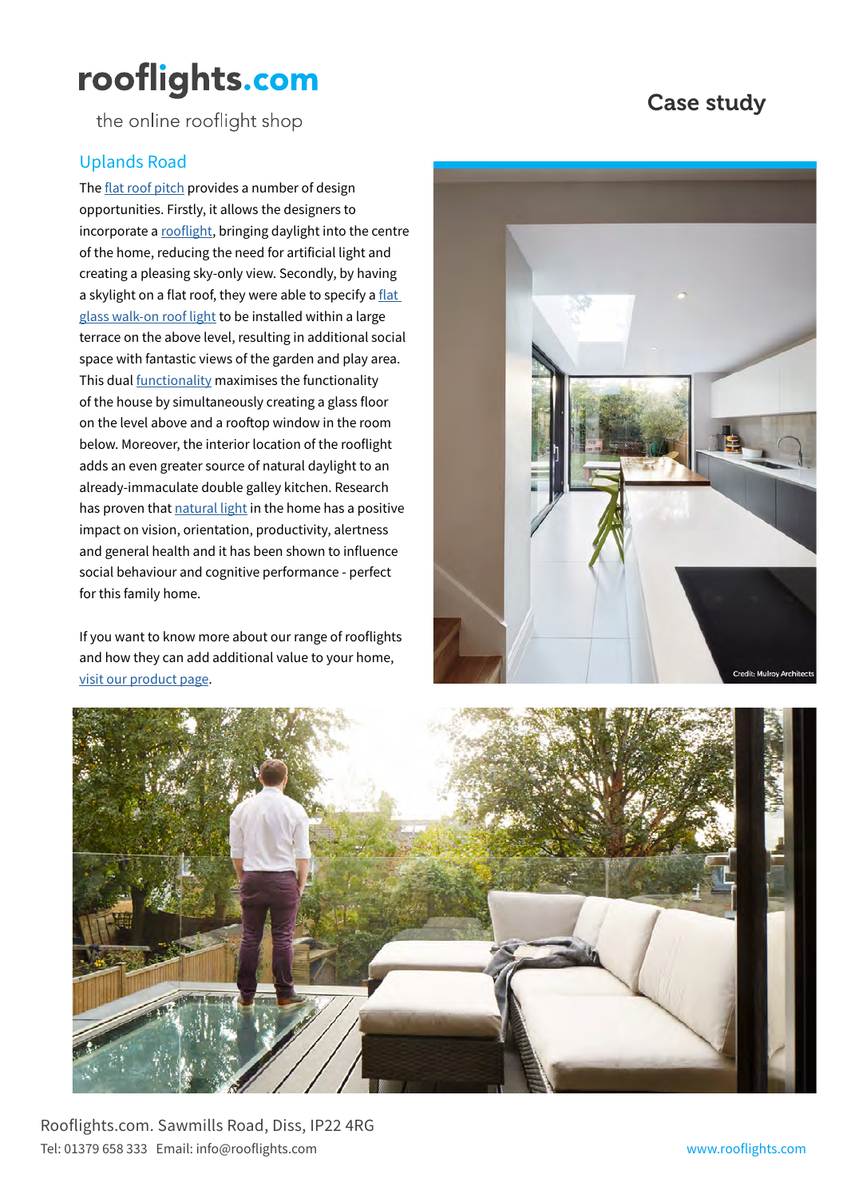# rooflights.com

the online rooflight shop

## Case study

### Uplands Road

The flat roof pitch provides a number of design opportunities. Firstly, it allows the designers to incorporate a rooflight, bringing daylight into the centre of the home, reducing the need for artificial light and creating a pleasing sky-only view. Secondly, by having a skylight on a flat roof, they were able to specify a flat glass walk-on roof light to be installed within a large terrace on the above level, resulting in additional social space with fantastic views of the garden and play area. This dual functionality maximises the functionality of the house by simultaneously creating a glass floor on the level above and a rooftop window in the room below. Moreover, the interior location of the rooflight adds an even greater source of natural daylight to an already-immaculate double galley kitchen. Research has proven that natural light in the home has a positive impact on vision, orientation, productivity, alertness and general health and it has been shown to influence social behaviour and cognitive performance - perfect for this family home.

If you want to know more about our range of rooflights and how they can add additional value to your home, visit our product page.

Credit: Mulroy Architects

Rooflights.com. Sawmills Road, Diss, IP22 4RG

Tel: 01379 658 333 Email: info@rooflights.com

www.rooflights.com